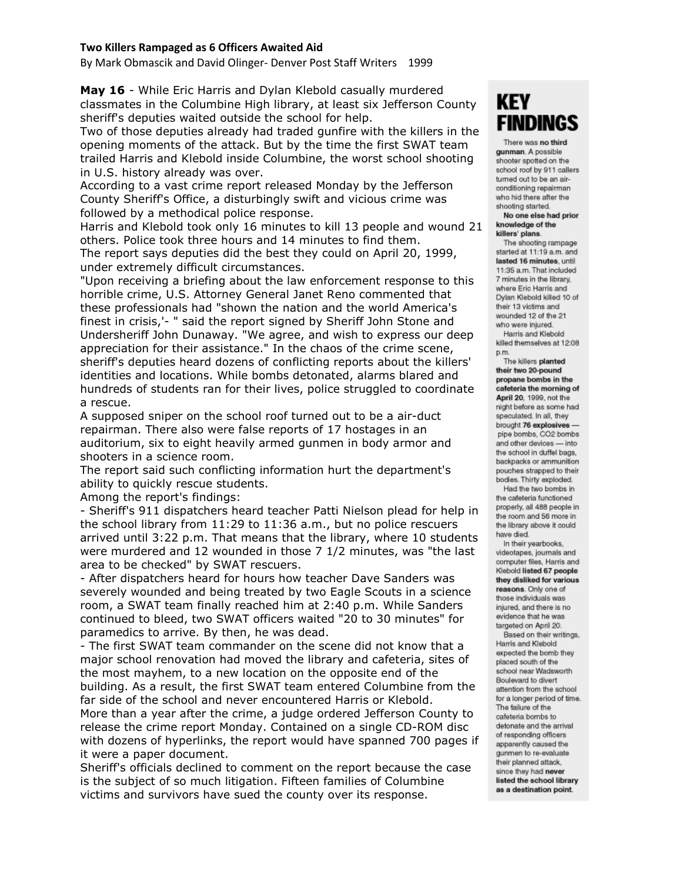**Two Killers Rampaged as 6 Officers Awaited Aid**

By Mark Obmascik and David Olinger- Denver Post Staff Writers 1999

**May 16** - While Eric Harris and Dylan Klebold casually murdered classmates in the Columbine High library, at least six Jefferson County sheriff's deputies waited outside the school for help.

Two of those deputies already had traded gunfire with the killers in the opening moments of the attack. But by the time the first SWAT team trailed Harris and Klebold inside Columbine, the worst school shooting in U.S. history already was over.

According to a vast crime report released Monday by the Jefferson County Sheriff's Office, a disturbingly swift and vicious crime was followed by a methodical police response.

Harris and Klebold took only 16 minutes to kill 13 people and wound 21 others. Police took three hours and 14 minutes to find them.

The report says deputies did the best they could on April 20, 1999, under extremely difficult circumstances.

"Upon receiving a briefing about the law enforcement response to this horrible crime, U.S. Attorney General Janet Reno commented that these professionals had "shown the nation and the world America's finest in crisis,'- " said the report signed by Sheriff John Stone and Undersheriff John Dunaway. "We agree, and wish to express our deep appreciation for their assistance." In the chaos of the crime scene, sheriff's deputies heard dozens of conflicting reports about the killers' identities and locations. While bombs detonated, alarms blared and hundreds of students ran for their lives, police struggled to coordinate a rescue.

A supposed sniper on the school roof turned out to be a air-duct repairman. There also were false reports of 17 hostages in an auditorium, six to eight heavily armed gunmen in body armor and shooters in a science room.

The report said such conflicting information hurt the department's ability to quickly rescue students.

Among the report's findings:

- Sheriff's 911 dispatchers heard teacher Patti Nielson plead for help in the school library from 11:29 to 11:36 a.m., but no police rescuers arrived until 3:22 p.m. That means that the library, where 10 students were murdered and 12 wounded in those 7 1/2 minutes, was "the last area to be checked" by SWAT rescuers.
- After dispatchers heard for hours how teacher Dave Sanders was severely wounded and being treated by two Eagle Scouts in a science room, a SWAT team finally reached him at 2:40 p.m. While Sanders continued to bleed, two SWAT officers waited "20 to 30 minutes" for paramedics to arrive. By then, he was dead.
- The first SWAT team commander on the scene did not know that a major school renovation had moved the library and cafeteria, sites of the most mayhem, to a new location on the opposite end of the building. As a result, the first SWAT team entered Columbine from the far side of the school and never encountered Harris or Klebold.

More than a year after the crime, a judge ordered Jefferson County to release the crime report Monday. Contained on a single CD-ROM disc with dozens of hyperlinks, the report would have spanned 700 pages if it were a paper document.

Sheriff's officials declined to comment on the report because the case is the subject of so much litigation. Fifteen families of Columbine victims and survivors have sued the county over its response.

## KEY FINDINGS

There was **no third gunman**. A possible shooter spotted on the school roof by 911 callers turned out to be an air-conditioning repairman who hid there after the shooting started.

**No one else had prior knowledge of the killers' plans.**

The shooting rampage started at 11:19 a.m. and **lasted 16 minutes**, until 11:35 a.m. That included 7 minutes in the library, where Eric Harris and Dylan Klebold killed 10 of their 13 victims and wounded 12 of the 21 who were injured.

Harris and Klebold killed themselves at 12:08 p.m.

The killers **planted their two 20-pound propane bombs in the cafeteria the morning of April 20**, 1999, not the night before as some had speculated. In all, they brought **76 explosives** — pipe bombs, CO2 bombs and other devices — into the school in duffel bags, backpacks or ammunition pouches strapped to their bodies. Thirty exploded.

Had the two bombs in the cafeteria functioned properly, all 488 people in the room and 56 more in the library above it could have died.

In their yearbooks, videotapes, journals and computer files, Harris and Klebold **listed 67 people they disliked for various reasons**. Only one of those individuals was injured, and there is no evidence that he was targeted on April 20.

Based on their writings, Harris and Klebold expected the bomb they placed south of the school near Wadsworth Boulevard to divert attention from the school for a longer period of time. The failure of the cafeteria bombs to detonate and the arrival of responding officers apparently caused the gunmen to re-evaluate their planned attack, since they had **never listed the school library as a destination point.**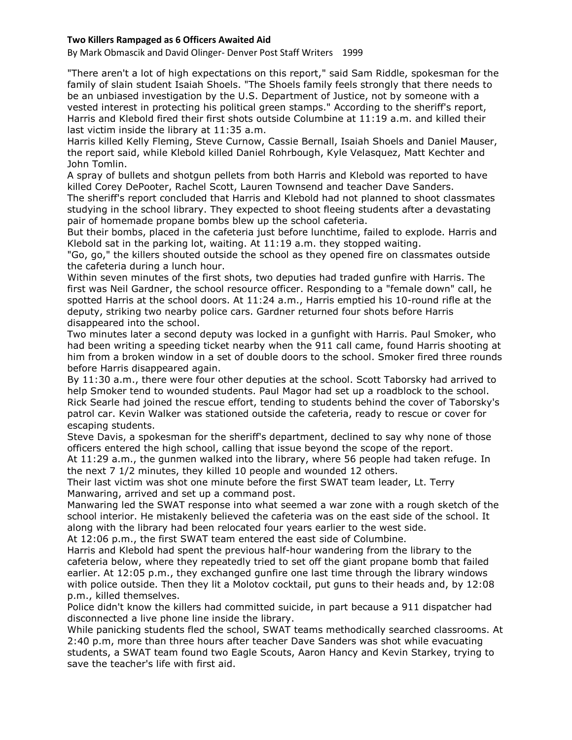**Two Killers Rampaged as 6 Officers Awaited Aid**

By Mark Obmascik and David Olinger- Denver Post Staff Writers 1999

"There aren't a lot of high expectations on this report," said Sam Riddle, spokesman for the family of slain student Isaiah Shoels. "The Shoels family feels strongly that there needs to be an unbiased investigation by the U.S. Department of Justice, not by someone with a vested interest in protecting his political green stamps." According to the sheriff's report, Harris and Klebold fired their first shots outside Columbine at 11:19 a.m. and killed their last victim inside the library at 11:35 a.m.

Harris killed Kelly Fleming, Steve Curnow, Cassie Bernall, Isaiah Shoels and Daniel Mauser, the report said, while Klebold killed Daniel Rohrbough, Kyle Velasquez, Matt Kechter and John Tomlin.

A spray of bullets and shotgun pellets from both Harris and Klebold was reported to have killed Corey DePooter, Rachel Scott, Lauren Townsend and teacher Dave Sanders.

The sheriff's report concluded that Harris and Klebold had not planned to shoot classmates studying in the school library. They expected to shoot fleeing students after a devastating pair of homemade propane bombs blew up the school cafeteria.

But their bombs, placed in the cafeteria just before lunchtime, failed to explode. Harris and Klebold sat in the parking lot, waiting. At 11:19 a.m. they stopped waiting.

"Go, go," the killers shouted outside the school as they opened fire on classmates outside the cafeteria during a lunch hour.

Within seven minutes of the first shots, two deputies had traded gunfire with Harris. The first was Neil Gardner, the school resource officer. Responding to a "female down" call, he spotted Harris at the school doors. At 11:24 a.m., Harris emptied his 10-round rifle at the deputy, striking two nearby police cars. Gardner returned four shots before Harris disappeared into the school.

Two minutes later a second deputy was locked in a gunfight with Harris. Paul Smoker, who had been writing a speeding ticket nearby when the 911 call came, found Harris shooting at him from a broken window in a set of double doors to the school. Smoker fired three rounds before Harris disappeared again.

By 11:30 a.m., there were four other deputies at the school. Scott Taborsky had arrived to help Smoker tend to wounded students. Paul Magor had set up a roadblock to the school. Rick Searle had joined the rescue effort, tending to students behind the cover of Taborsky's patrol car. Kevin Walker was stationed outside the cafeteria, ready to rescue or cover for escaping students.

Steve Davis, a spokesman for the sheriff's department, declined to say why none of those officers entered the high school, calling that issue beyond the scope of the report.

At 11:29 a.m., the gunmen walked into the library, where 56 people had taken refuge. In the next 7 1/2 minutes, they killed 10 people and wounded 12 others.

Their last victim was shot one minute before the first SWAT team leader, Lt. Terry Manwaring, arrived and set up a command post.

Manwaring led the SWAT response into what seemed a war zone with a rough sketch of the school interior. He mistakenly believed the cafeteria was on the east side of the school. It along with the library had been relocated four years earlier to the west side.

At 12:06 p.m., the first SWAT team entered the east side of Columbine.

Harris and Klebold had spent the previous half-hour wandering from the library to the cafeteria below, where they repeatedly tried to set off the giant propane bomb that failed earlier. At 12:05 p.m., they exchanged gunfire one last time through the library windows with police outside. Then they lit a Molotov cocktail, put guns to their heads and, by 12:08 p.m., killed themselves.

Police didn't know the killers had committed suicide, in part because a 911 dispatcher had disconnected a live phone line inside the library.

While panicking students fled the school, SWAT teams methodically searched classrooms. At 2:40 p.m, more than three hours after teacher Dave Sanders was shot while evacuating students, a SWAT team found two Eagle Scouts, Aaron Hancy and Kevin Starkey, trying to save the teacher's life with first aid.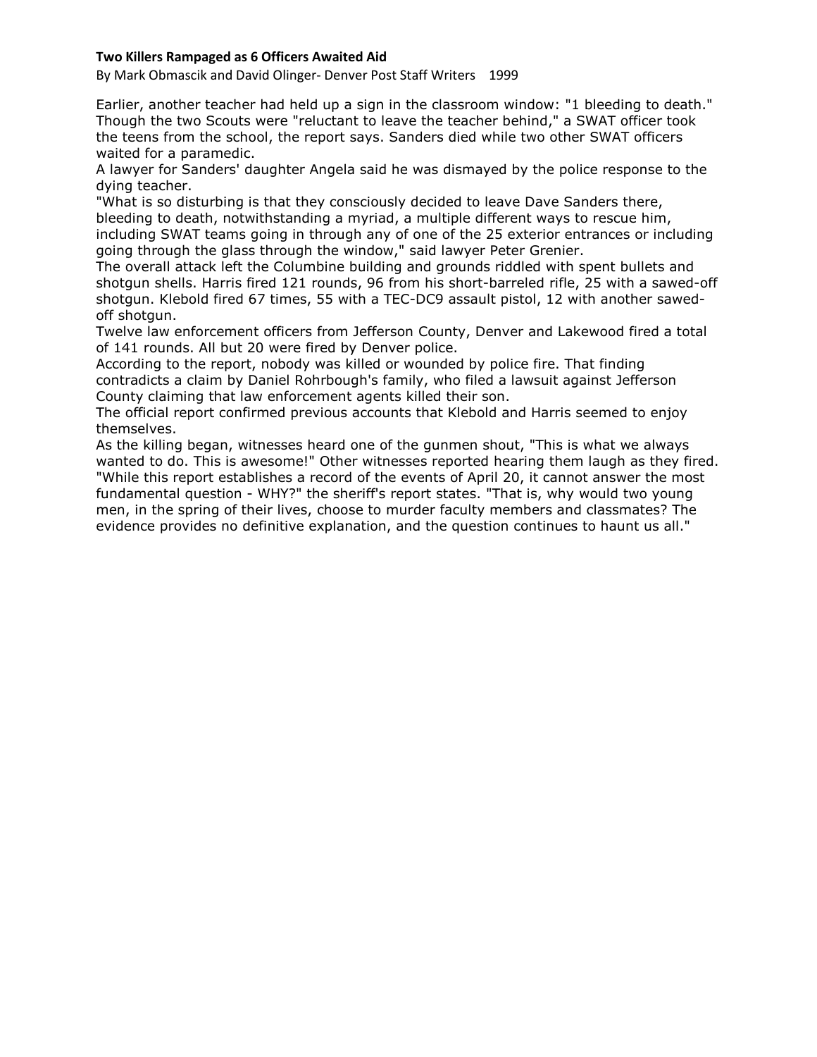**Two Killers Rampaged as 6 Officers Awaited Aid**

By Mark Obmascik and David Olinger- Denver Post Staff Writers 1999

Earlier, another teacher had held up a sign in the classroom window: "1 bleeding to death." Though the two Scouts were "reluctant to leave the teacher behind," a SWAT officer took the teens from the school, the report says. Sanders died while two other SWAT officers waited for a paramedic.

A lawyer for Sanders' daughter Angela said he was dismayed by the police response to the dying teacher.

"What is so disturbing is that they consciously decided to leave Dave Sanders there, bleeding to death, notwithstanding a myriad, a multiple different ways to rescue him, including SWAT teams going in through any of one of the 25 exterior entrances or including going through the glass through the window," said lawyer Peter Grenier.

The overall attack left the Columbine building and grounds riddled with spent bullets and shotgun shells. Harris fired 121 rounds, 96 from his short-barreled rifle, 25 with a sawed-off shotgun. Klebold fired 67 times, 55 with a TEC-DC9 assault pistol, 12 with another sawed-off shotgun.

Twelve law enforcement officers from Jefferson County, Denver and Lakewood fired a total of 141 rounds. All but 20 were fired by Denver police.

According to the report, nobody was killed or wounded by police fire. That finding contradicts a claim by Daniel Rohrbough's family, who filed a lawsuit against Jefferson County claiming that law enforcement agents killed their son.

The official report confirmed previous accounts that Klebold and Harris seemed to enjoy themselves.

As the killing began, witnesses heard one of the gunmen shout, "This is what we always wanted to do. This is awesome!" Other witnesses reported hearing them laugh as they fired.

"While this report establishes a record of the events of April 20, it cannot answer the most fundamental question - WHY?" the sheriff's report states. "That is, why would two young men, in the spring of their lives, choose to murder faculty members and classmates? The evidence provides no definitive explanation, and the question continues to haunt us all."